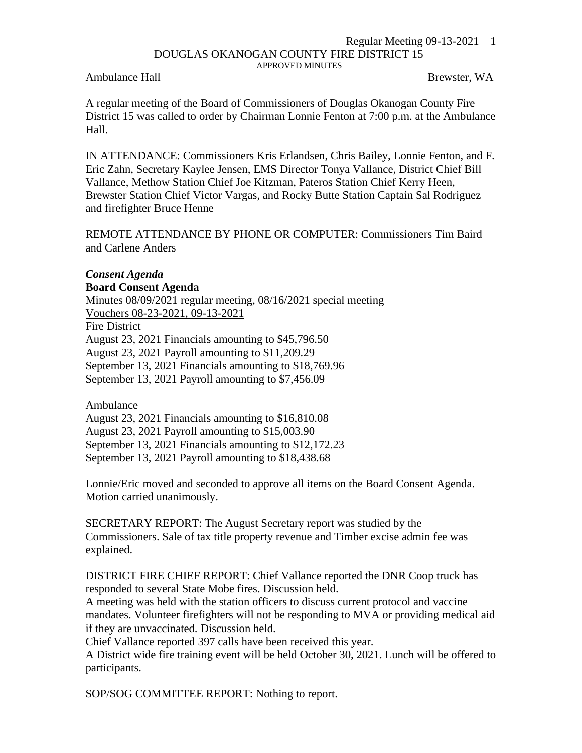DOUGLAS OKANOGAN COUNTY FIRE DISTRICT 15

APPROVED MINUTES

Ambulance Hall Brewster, WA

A regular meeting of the Board of Commissioners of Douglas Okanogan County Fire District 15 was called to order by Chairman Lonnie Fenton at 7:00 p.m. at the Ambulance Hall.

IN ATTENDANCE: Commissioners Kris Erlandsen, Chris Bailey, Lonnie Fenton, and F. Eric Zahn, Secretary Kaylee Jensen, EMS Director Tonya Vallance, District Chief Bill Vallance, Methow Station Chief Joe Kitzman, Pateros Station Chief Kerry Heen, Brewster Station Chief Victor Vargas, and Rocky Butte Station Captain Sal Rodriguez and firefighter Bruce Henne

REMOTE ATTENDANCE BY PHONE OR COMPUTER: Commissioners Tim Baird and Carlene Anders

***Consent Agenda***

**Board Consent Agenda**

Minutes 08/09/2021 regular meeting, 08/16/2021 special meeting

<u>Vouchers 08-23-2021, 09-13-2021</u>

Fire District

August 23, 2021 Financials amounting to $45,796.50

August 23, 2021 Payroll amounting to $11,209.29

September 13, 2021 Financials amounting to $18,769.96

September 13, 2021 Payroll amounting to $7,456.09

Ambulance

August 23, 2021 Financials amounting to $16,810.08

August 23, 2021 Payroll amounting to $15,003.90

September 13, 2021 Financials amounting to $12,172.23

September 13, 2021 Payroll amounting to $18,438.68

Lonnie/Eric moved and seconded to approve all items on the Board Consent Agenda. Motion carried unanimously.

SECRETARY REPORT: The August Secretary report was studied by the Commissioners. Sale of tax title property revenue and Timber excise admin fee was explained.

DISTRICT FIRE CHIEF REPORT: Chief Vallance reported the DNR Coop truck has responded to several State Mobe fires. Discussion held.

A meeting was held with the station officers to discuss current protocol and vaccine mandates. Volunteer firefighters will not be responding to MVA or providing medical aid if they are unvaccinated. Discussion held.

Chief Vallance reported 397 calls have been received this year.

A District wide fire training event will be held October 30, 2021. Lunch will be offered to participants.

SOP/SOG COMMITTEE REPORT: Nothing to report.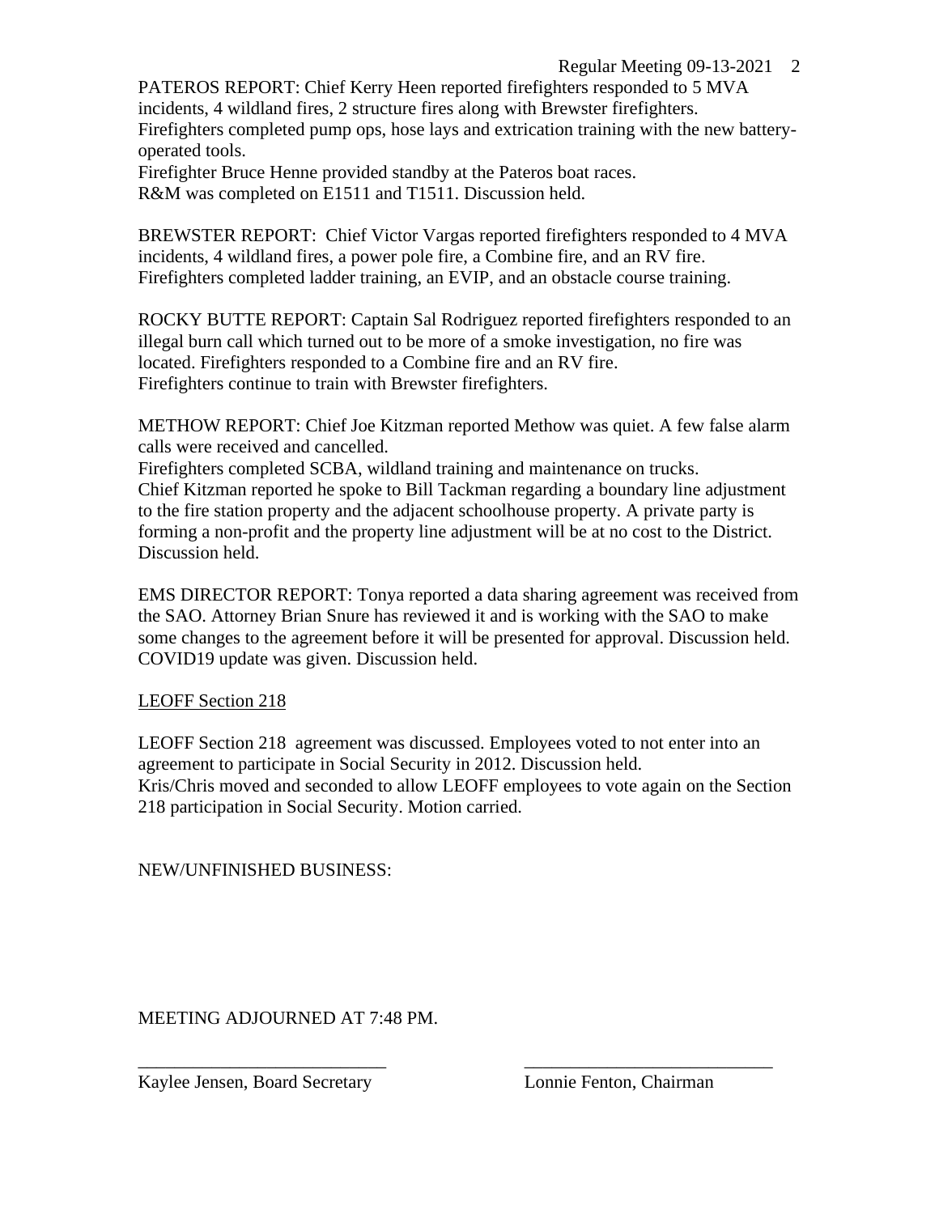PATEROS REPORT: Chief Kerry Heen reported firefighters responded to 5 MVA incidents, 4 wildland fires, 2 structure fires along with Brewster firefighters.
Firefighters completed pump ops, hose lays and extrication training with the new battery-operated tools.
Firefighter Bruce Henne provided standby at the Pateros boat races.
R&M was completed on E1511 and T1511. Discussion held.

BREWSTER REPORT: Chief Victor Vargas reported firefighters responded to 4 MVA incidents, 4 wildland fires, a power pole fire, a Combine fire, and an RV fire.
Firefighters completed ladder training, an EVIP, and an obstacle course training.

ROCKY BUTTE REPORT: Captain Sal Rodriguez reported firefighters responded to an illegal burn call which turned out to be more of a smoke investigation, no fire was located. Firefighters responded to a Combine fire and an RV fire.
Firefighters continue to train with Brewster firefighters.

METHOW REPORT: Chief Joe Kitzman reported Methow was quiet. A few false alarm calls were received and cancelled.
Firefighters completed SCBA, wildland training and maintenance on trucks.
Chief Kitzman reported he spoke to Bill Tackman regarding a boundary line adjustment to the fire station property and the adjacent schoolhouse property. A private party is forming a non-profit and the property line adjustment will be at no cost to the District. Discussion held.

EMS DIRECTOR REPORT: Tonya reported a data sharing agreement was received from the SAO. Attorney Brian Snure has reviewed it and is working with the SAO to make some changes to the agreement before it will be presented for approval. Discussion held. COVID19 update was given. Discussion held.

<u>LEOFF Section 218</u>

LEOFF Section 218 agreement was discussed. Employees voted to not enter into an agreement to participate in Social Security in 2012. Discussion held.
Kris/Chris moved and seconded to allow LEOFF employees to vote again on the Section 218 participation in Social Security. Motion carried.

NEW/UNFINISHED BUSINESS:

MEETING ADJOURNED AT 7:48 PM.

\_\_\_\_\_\_\_\_\_\_\_\_\_\_\_\_\_\_\_\_\_\_\_\_\_\_\_\_ \_\_\_\_\_\_\_\_\_\_\_\_\_\_\_\_\_\_\_\_\_\_\_\_\_\_\_\_

Kaylee Jensen, Board Secretary Lonnie Fenton, Chairman